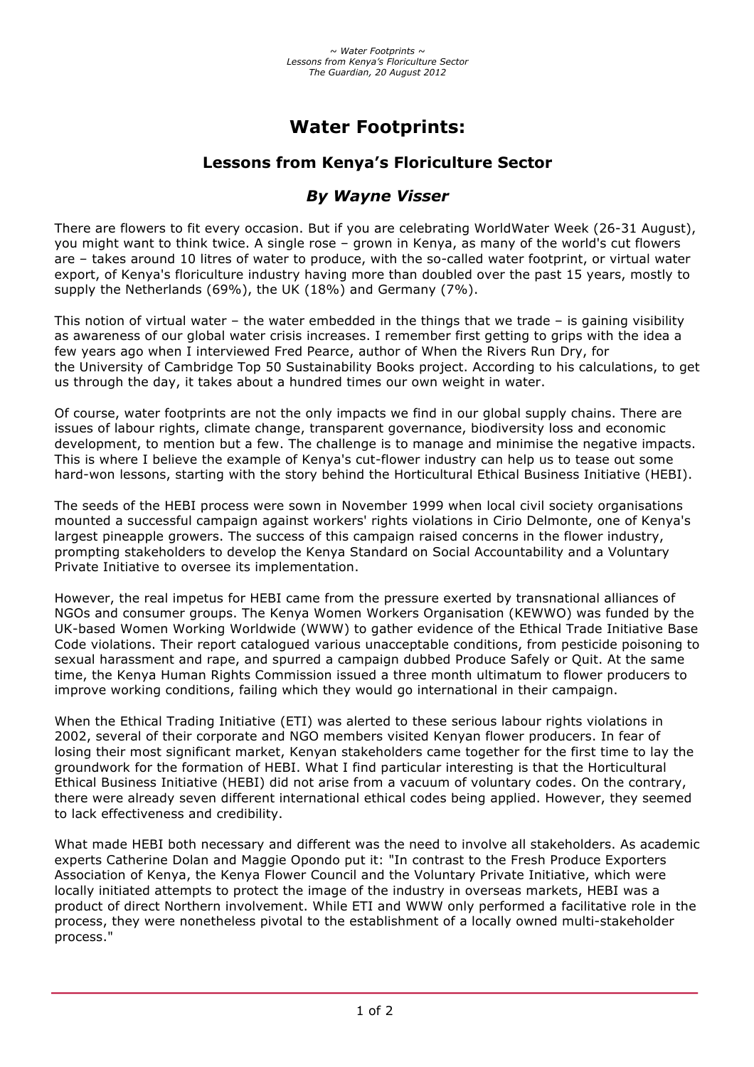# Water Footprints:

## Lessons from Kenya's Floriculture Sector

### *By Wayne Visser*

There are flowers to fit every occasion. But if you are celebrating WorldWater Week (26-31 August), you might want to think twice. A single rose – grown in Kenya, as many of the world's cut flowers are – takes around 10 litres of water to produce, with the so-called water footprint, or virtual water export, of Kenya's floriculture industry having more than doubled over the past 15 years, mostly to supply the Netherlands (69%), the UK (18%) and Germany (7%).

This notion of virtual water – the water embedded in the things that we trade – is gaining visibility as awareness of our global water crisis increases. I remember first getting to grips with the idea a few years ago when I interviewed Fred Pearce, author of When the Rivers Run Dry, for the University of Cambridge Top 50 Sustainability Books project. According to his calculations, to get us through the day, it takes about a hundred times our own weight in water.

Of course, water footprints are not the only impacts we find in our global supply chains. There are issues of labour rights, climate change, transparent governance, biodiversity loss and economic development, to mention but a few. The challenge is to manage and minimise the negative impacts. This is where I believe the example of Kenya's cut-flower industry can help us to tease out some hard-won lessons, starting with the story behind the Horticultural Ethical Business Initiative (HEBI).

The seeds of the HEBI process were sown in November 1999 when local civil society organisations mounted a successful campaign against workers' rights violations in Cirio Delmonte, one of Kenya's largest pineapple growers. The success of this campaign raised concerns in the flower industry, prompting stakeholders to develop the Kenya Standard on Social Accountability and a Voluntary Private Initiative to oversee its implementation.

However, the real impetus for HEBI came from the pressure exerted by transnational alliances of NGOs and consumer groups. The Kenya Women Workers Organisation (KEWWO) was funded by the UK-based Women Working Worldwide (WWW) to gather evidence of the Ethical Trade Initiative Base Code violations. Their report catalogued various unacceptable conditions, from pesticide poisoning to sexual harassment and rape, and spurred a campaign dubbed Produce Safely or Quit. At the same time, the Kenya Human Rights Commission issued a three month ultimatum to flower producers to improve working conditions, failing which they would go international in their campaign.

When the Ethical Trading Initiative (ETI) was alerted to these serious labour rights violations in 2002, several of their corporate and NGO members visited Kenyan flower producers. In fear of losing their most significant market, Kenyan stakeholders came together for the first time to lay the groundwork for the formation of HEBI. What I find particular interesting is that the Horticultural Ethical Business Initiative (HEBI) did not arise from a vacuum of voluntary codes. On the contrary, there were already seven different international ethical codes being applied. However, they seemed to lack effectiveness and credibility.

What made HEBI both necessary and different was the need to involve all stakeholders. As academic experts Catherine Dolan and Maggie Opondo put it: "In contrast to the Fresh Produce Exporters Association of Kenya, the Kenya Flower Council and the Voluntary Private Initiative, which were locally initiated attempts to protect the image of the industry in overseas markets, HEBI was a product of direct Northern involvement. While ETI and WWW only performed a facilitative role in the process, they were nonetheless pivotal to the establishment of a locally owned multi-stakeholder process."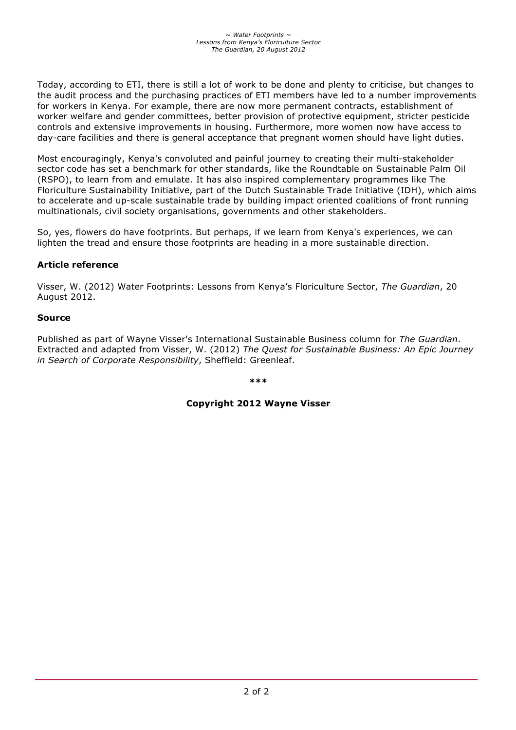Today, according to ETI, there is still a lot of work to be done and plenty to criticise, but changes to the audit process and the purchasing practices of ETI members have led to a number improvements for workers in Kenya. For example, there are now more permanent contracts, establishment of worker welfare and gender committees, better provision of protective equipment, stricter pesticide controls and extensive improvements in housing. Furthermore, more women now have access to day-care facilities and there is general acceptance that pregnant women should have light duties.

Most encouragingly, Kenya's convoluted and painful journey to creating their multi-stakeholder sector code has set a benchmark for other standards, like the Roundtable on Sustainable Palm Oil (RSPO), to learn from and emulate. It has also inspired complementary programmes like The Floriculture Sustainability Initiative, part of the Dutch Sustainable Trade Initiative (IDH), which aims to accelerate and up-scale sustainable trade by building impact oriented coalitions of front running multinationals, civil society organisations, governments and other stakeholders.

So, yes, flowers do have footprints. But perhaps, if we learn from Kenya's experiences, we can lighten the tread and ensure those footprints are heading in a more sustainable direction.

### Article reference

Visser, W. (2012) Water Footprints: Lessons from Kenya's Floriculture Sector, *The Guardian*, 20 August 2012.

### Source

Published as part of Wayne Visser's International Sustainable Business column for *The Guardian*. Extracted and adapted from Visser, W. (2012) *The Quest for Sustainable Business: An Epic Journey in Search of Corporate Responsibility*, Sheffield: Greenleaf.

**\*\*\***

**Copyright 2012 Wayne Visser**